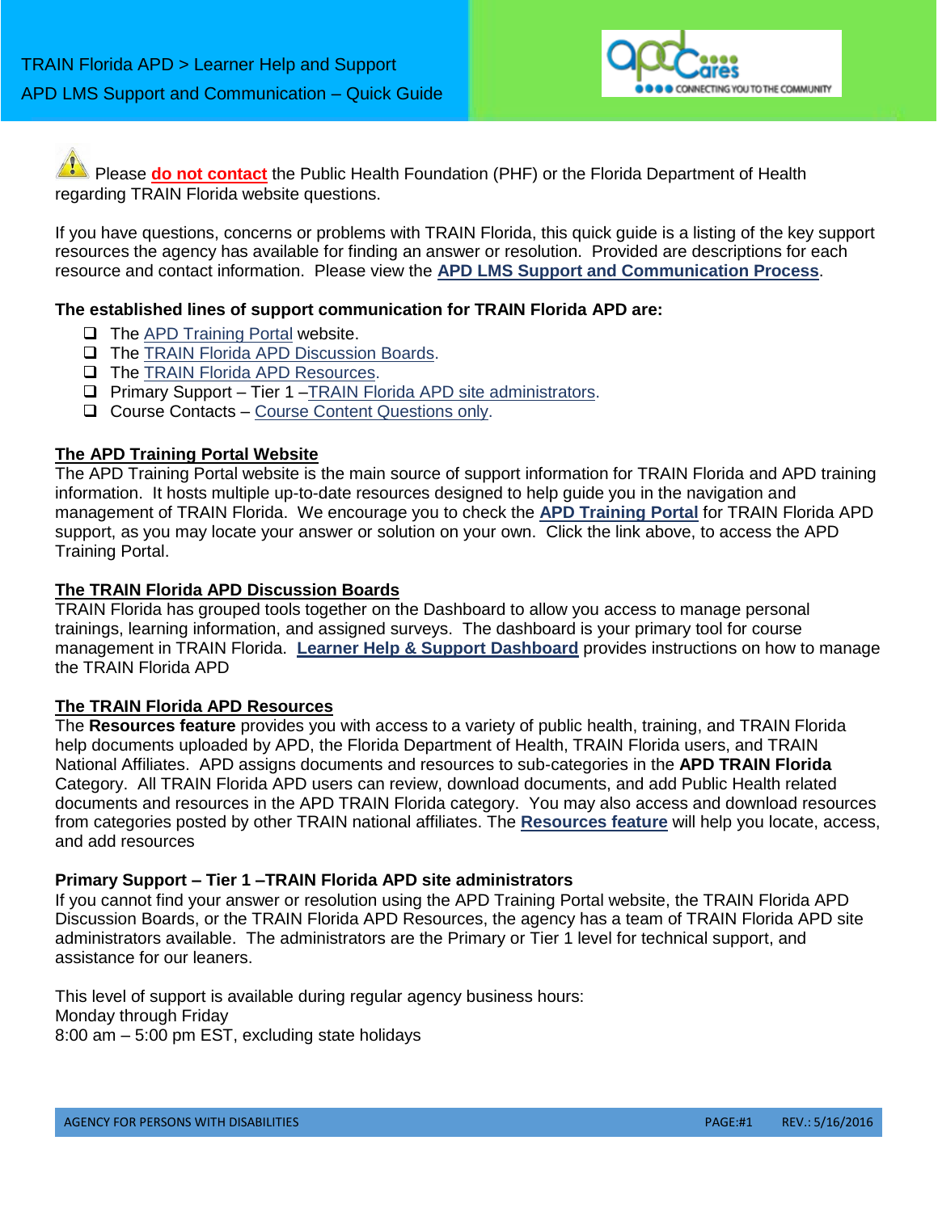TRAIN Florida APD > Learner Help and Support

APD LMS Support and Communication – Quick Guide

Please **do not contact** the Public Health Foundation (PHF) or the Florida Department of Health regarding TRAIN Florida website questions.

If you have questions, concerns or problems with TRAIN Florida, this quick guide is a listing of the key support resources the agency has available for finding an answer or resolution. Provided are descriptions for each resource and contact information. Please view the **APD LMS Support and Communication Process**.

**The established lines of support communication for TRAIN Florida APD are:**

- ❑ The APD Training Portal website.
- ❑ The TRAIN Florida APD Discussion Boards.
- ❑ The TRAIN Florida APD Resources.
- ❑ Primary Support – Tier 1 –TRAIN Florida APD site administrators.
- ❑ Course Contacts – Course Content Questions only.

## The APD Training Portal Website

The APD Training Portal website is the main source of support information for TRAIN Florida and APD training information. It hosts multiple up-to-date resources designed to help guide you in the navigation and management of TRAIN Florida. We encourage you to check the **APD Training Portal** for TRAIN Florida APD support, as you may locate your answer or solution on your own. Click the link above, to access the APD Training Portal.

## The TRAIN Florida APD Discussion Boards

TRAIN Florida has grouped tools together on the Dashboard to allow you access to manage personal trainings, learning information, and assigned surveys. The dashboard is your primary tool for course management in TRAIN Florida. **Learner Help & Support Dashboard** provides instructions on how to manage the TRAIN Florida APD

## The TRAIN Florida APD Resources

The **Resources feature** provides you with access to a variety of public health, training, and TRAIN Florida help documents uploaded by APD, the Florida Department of Health, TRAIN Florida users, and TRAIN National Affiliates. APD assigns documents and resources to sub-categories in the **APD TRAIN Florida** Category. All TRAIN Florida APD users can review, download documents, and add Public Health related documents and resources in the APD TRAIN Florida category. You may also access and download resources from categories posted by other TRAIN national affiliates. The **Resources feature** will help you locate, access, and add resources

**Primary Support – Tier 1 –TRAIN Florida APD site administrators**

If you cannot find your answer or resolution using the APD Training Portal website, the TRAIN Florida APD Discussion Boards, or the TRAIN Florida APD Resources, the agency has a team of TRAIN Florida APD site administrators available. The administrators are the Primary or Tier 1 level for technical support, and assistance for our leaners.

This level of support is available during regular agency business hours:
Monday through Friday
8:00 am – 5:00 pm EST, excluding state holidays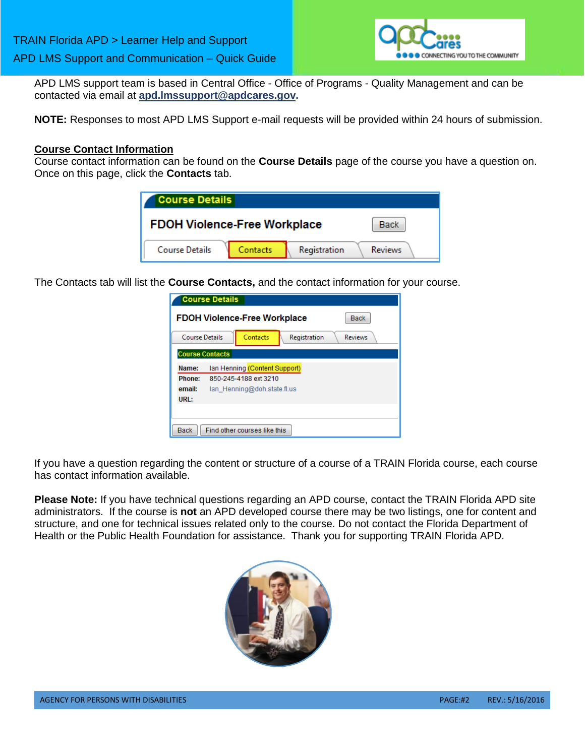APD LMS support team is based in Central Office - Office of Programs - Quality Management and can be contacted via email at **apd.lmssupport@apdcares.gov.**

**NOTE:** Responses to most APD LMS Support e-mail requests will be provided within 24 hours of submission.

## Course Contact Information

Course contact information can be found on the **Course Details** page of the course you have a question on. Once on this page, click the **Contacts** tab.

The Contacts tab will list the **Course Contacts,** and the contact information for your course.

If you have a question regarding the content or structure of a course of a TRAIN Florida course, each course has contact information available.

**Please Note:** If you have technical questions regarding an APD course, contact the TRAIN Florida APD site administrators. If the course is **not** an APD developed course there may be two listings, one for content and structure, and one for technical issues related only to the course. Do not contact the Florida Department of Health or the Public Health Foundation for assistance. Thank you for supporting TRAIN Florida APD.